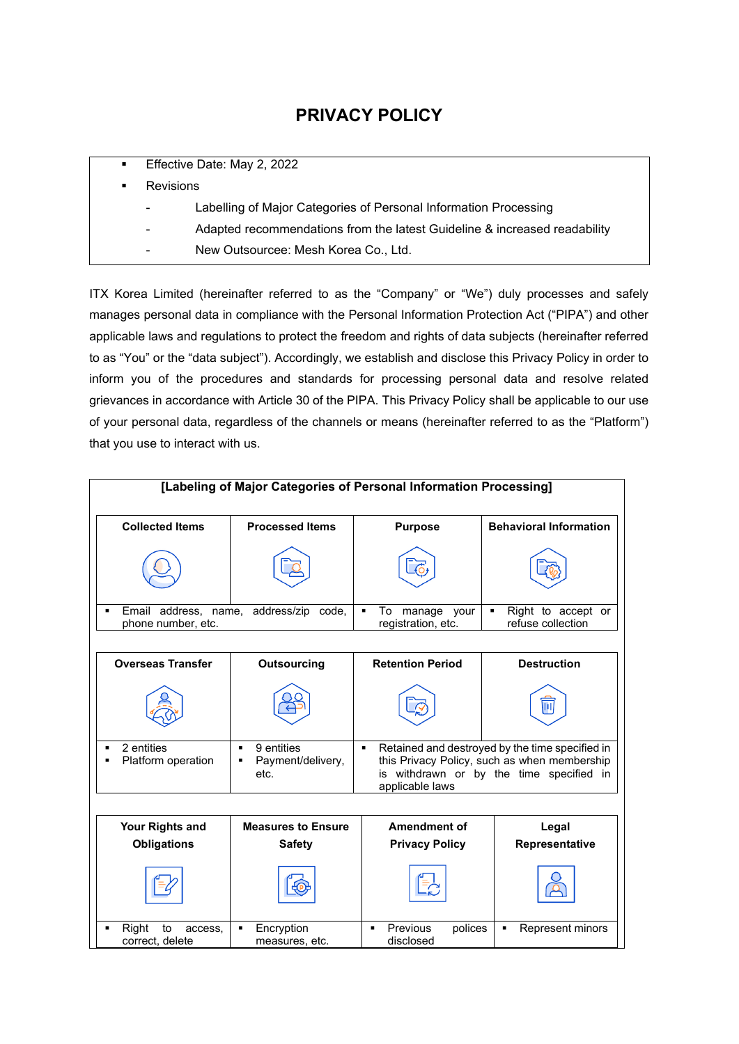# PRIVACY POLICY

- Effective Date: May 2, 2022
- Revisions
  - Labelling of Major Categories of Personal Information Processing
  - Adapted recommendations from the latest Guideline & increased readability
  - New Outsourcee: Mesh Korea Co., Ltd.

ITX Korea Limited (hereinafter referred to as the "Company" or "We") duly processes and safely manages personal data in compliance with the Personal Information Protection Act ("PIPA") and other applicable laws and regulations to protect the freedom and rights of data subjects (hereinafter referred to as "You" or the "data subject"). Accordingly, we establish and disclose this Privacy Policy in order to inform you of the procedures and standards for processing personal data and resolve related grievances in accordance with Article 30 of the PIPA. This Privacy Policy shall be applicable to our use of your personal data, regardless of the channels or means (hereinafter referred to as the "Platform") that you use to interact with us.

**[Labeling of Major Categories of Personal Information Processing]**

| Collected Items | Processed Items | Purpose | Behavioral Information |
|---|---|---|---|
| ▪ Email address, name, address/zip code, phone number, etc. | | ▪ To manage your registration, etc. | ▪ Right to accept or refuse collection |

| Overseas Transfer | Outsourcing | Retention Period | Destruction |
|---|---|---|---|
| ▪ 2 entities<br>▪ Platform operation | ▪ 9 entities<br>▪ Payment/delivery, etc. | ▪ Retained and destroyed by the time specified in this Privacy Policy, such as when membership is withdrawn or by the time specified in applicable laws | |

| Your Rights and Obligations | Measures to Ensure Safety | Amendment of Privacy Policy | Legal Representative |
|---|---|---|---|
| ▪ Right to access, correct, delete | ▪ Encryption measures, etc. | ▪ Previous polices disclosed | ▪ Represent minors |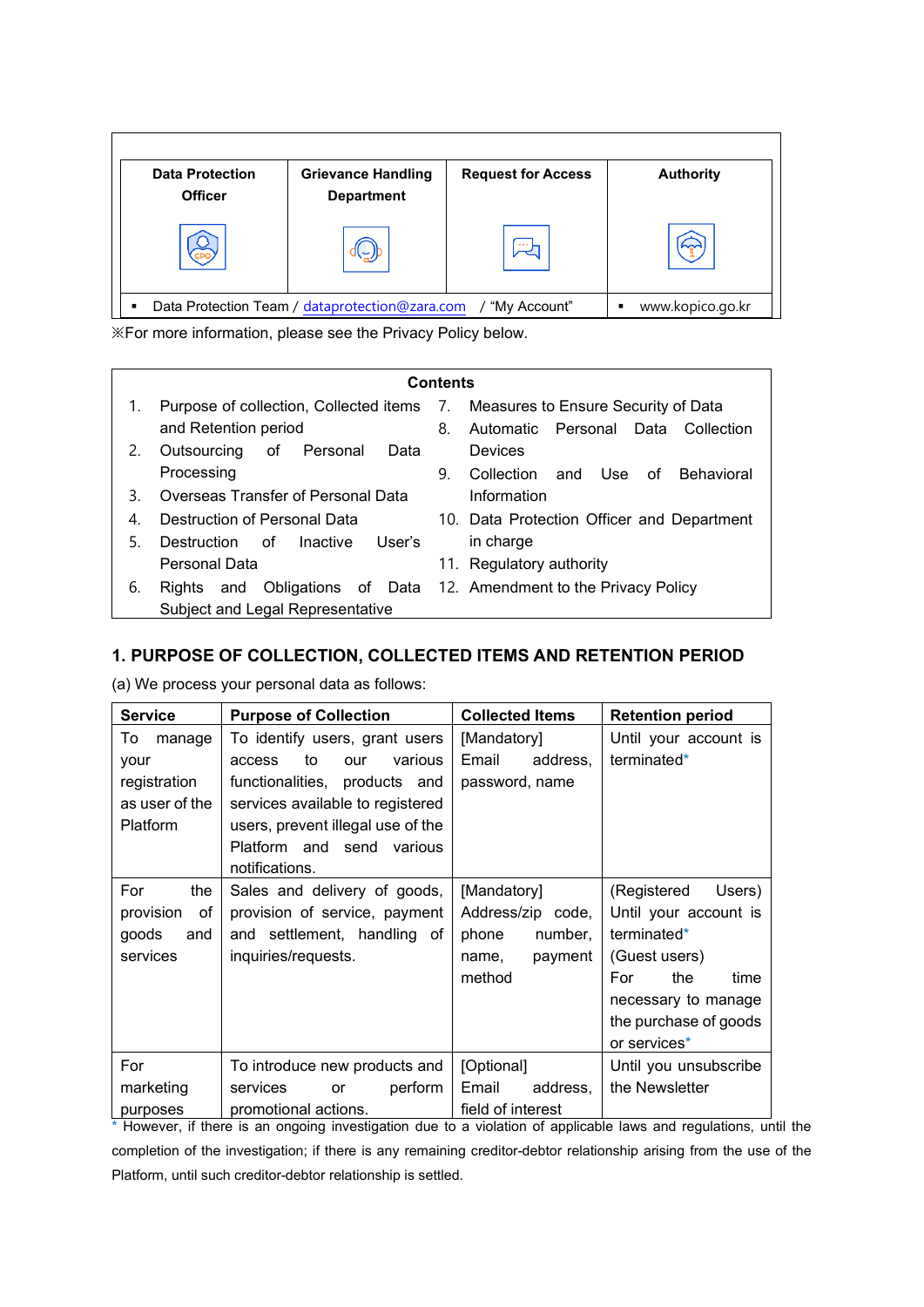| Data Protection Officer | Grievance Handling Department | Request for Access | Authority |
|---|---|---|---|
| | | | |
| ▪ Data Protection Team / dataprotection@zara.com / "My Account" | | | ▪ www.kopico.go.kr |

※For more information, please see the Privacy Policy below.

**Contents**

1. Purpose of collection, Collected items and Retention period
2. Outsourcing of Personal Data Processing
3. Overseas Transfer of Personal Data
4. Destruction of Personal Data
5. Destruction of Inactive User's Personal Data
6. Rights and Obligations of Data Subject and Legal Representative
7. Measures to Ensure Security of Data
8. Automatic Personal Data Collection Devices
9. Collection and Use of Behavioral Information
10. Data Protection Officer and Department in charge
11. Regulatory authority
12. Amendment to the Privacy Policy

## 1. PURPOSE OF COLLECTION, COLLECTED ITEMS AND RETENTION PERIOD

(a) We process your personal data as follows:

| Service | Purpose of Collection | Collected Items | Retention period |
|---|---|---|---|
| To manage your registration as user of the Platform | To identify users, grant users access to our various functionalities, products and services available to registered users, prevent illegal use of the Platform and send various notifications. | [Mandatory] Email address, password, name | Until your account is terminated* |
| For the provision of goods and services | Sales and delivery of goods, provision of service, payment and settlement, handling of inquiries/requests. | [Mandatory] Address/zip code, phone number, name, payment method | (Registered Users) Until your account is terminated* (Guest users) For the time necessary to manage the purchase of goods or services* |
| For marketing purposes | To introduce new products and services or perform promotional actions. | [Optional] Email address, field of interest | Until you unsubscribe the Newsletter |

* However, if there is an ongoing investigation due to a violation of applicable laws and regulations, until the completion of the investigation; if there is any remaining creditor-debtor relationship arising from the use of the Platform, until such creditor-debtor relationship is settled.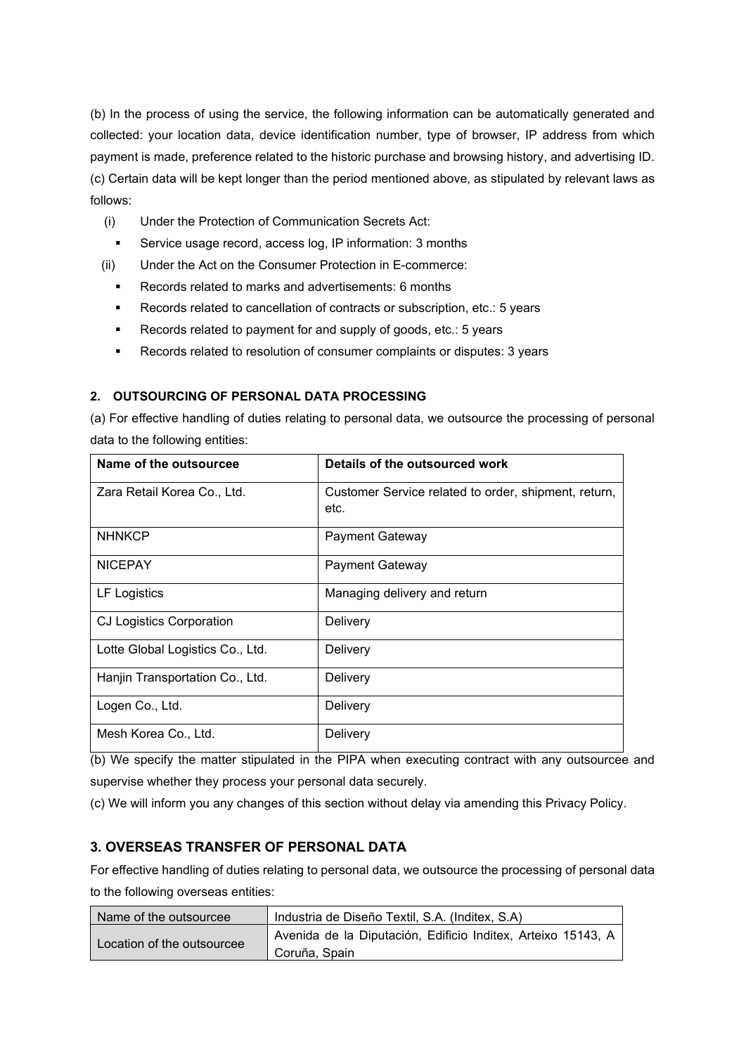(b) In the process of using the service, the following information can be automatically generated and collected: your location data, device identification number, type of browser, IP address from which payment is made, preference related to the historic purchase and browsing history, and advertising ID.

(c) Certain data will be kept longer than the period mentioned above, as stipulated by relevant laws as follows:

(i) Under the Protection of Communication Secrets Act:
- Service usage record, access log, IP information: 3 months

(ii) Under the Act on the Consumer Protection in E-commerce:
- Records related to marks and advertisements: 6 months
- Records related to cancellation of contracts or subscription, etc.: 5 years
- Records related to payment for and supply of goods, etc.: 5 years
- Records related to resolution of consumer complaints or disputes: 3 years

## 2. OUTSOURCING OF PERSONAL DATA PROCESSING

(a) For effective handling of duties relating to personal data, we outsource the processing of personal data to the following entities:

| Name of the outsourcee | Details of the outsourced work |
| --- | --- |
| Zara Retail Korea Co., Ltd. | Customer Service related to order, shipment, return, etc. |
| NHNKCP | Payment Gateway |
| NICEPAY | Payment Gateway |
| LF Logistics | Managing delivery and return |
| CJ Logistics Corporation | Delivery |
| Lotte Global Logistics Co., Ltd. | Delivery |
| Hanjin Transportation Co., Ltd. | Delivery |
| Logen Co., Ltd. | Delivery |
| Mesh Korea Co., Ltd. | Delivery |

(b) We specify the matter stipulated in the PIPA when executing contract with any outsourcee and supervise whether they process your personal data securely.

(c) We will inform you any changes of this section without delay via amending this Privacy Policy.

## 3. OVERSEAS TRANSFER OF PERSONAL DATA

For effective handling of duties relating to personal data, we outsource the processing of personal data to the following overseas entities:

| Name of the outsourcee | Industria de Diseño Textil, S.A. (Inditex, S.A) |
| --- | --- |
| Location of the outsourcee | Avenida de la Diputación, Edificio Inditex, Arteixo 15143, A Coruña, Spain |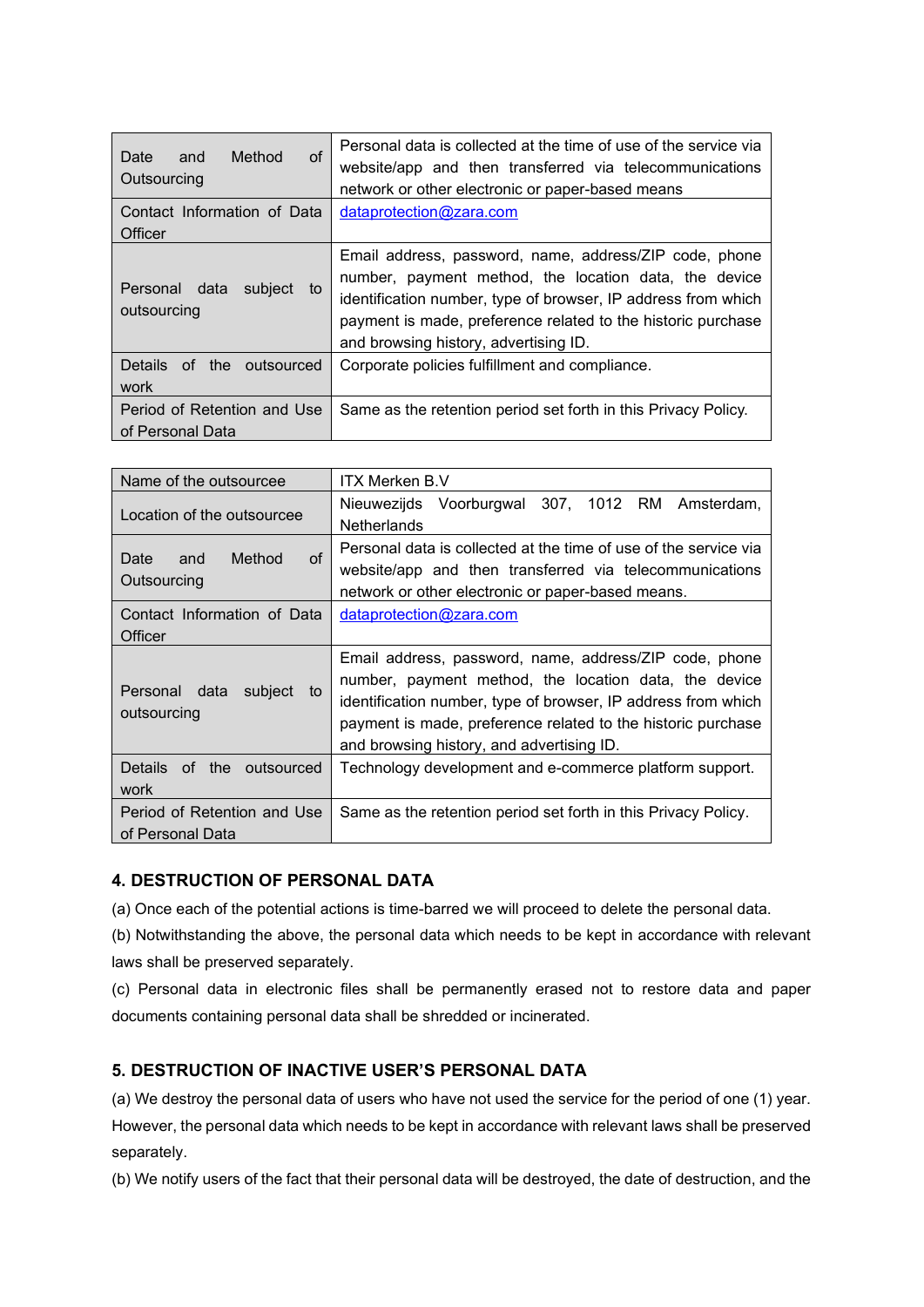| | |
|---|---|
| Date and Method of Outsourcing | Personal data is collected at the time of use of the service via website/app and then transferred via telecommunications network or other electronic or paper-based means |
| Contact Information of Data Officer | dataprotection@zara.com |
| Personal data subject to outsourcing | Email address, password, name, address/ZIP code, phone number, payment method, the location data, the device identification number, type of browser, IP address from which payment is made, preference related to the historic purchase and browsing history, advertising ID. |
| Details of the outsourced work | Corporate policies fulfillment and compliance. |
| Period of Retention and Use of Personal Data | Same as the retention period set forth in this Privacy Policy. |

| Name of the outsourcee | ITX Merken B.V |
|---|---|
| Location of the outsourcee | Nieuwezijds Voorburgwal 307, 1012 RM Amsterdam, Netherlands |
| Date and Method of Outsourcing | Personal data is collected at the time of use of the service via website/app and then transferred via telecommunications network or other electronic or paper-based means. |
| Contact Information of Data Officer | dataprotection@zara.com |
| Personal data subject to outsourcing | Email address, password, name, address/ZIP code, phone number, payment method, the location data, the device identification number, type of browser, IP address from which payment is made, preference related to the historic purchase and browsing history, and advertising ID. |
| Details of the outsourced work | Technology development and e-commerce platform support. |
| Period of Retention and Use of Personal Data | Same as the retention period set forth in this Privacy Policy. |

## 4. DESTRUCTION OF PERSONAL DATA

(a) Once each of the potential actions is time-barred we will proceed to delete the personal data.

(b) Notwithstanding the above, the personal data which needs to be kept in accordance with relevant laws shall be preserved separately.

(c) Personal data in electronic files shall be permanently erased not to restore data and paper documents containing personal data shall be shredded or incinerated.

## 5. DESTRUCTION OF INACTIVE USER'S PERSONAL DATA

(a) We destroy the personal data of users who have not used the service for the period of one (1) year. However, the personal data which needs to be kept in accordance with relevant laws shall be preserved separately.

(b) We notify users of the fact that their personal data will be destroyed, the date of destruction, and the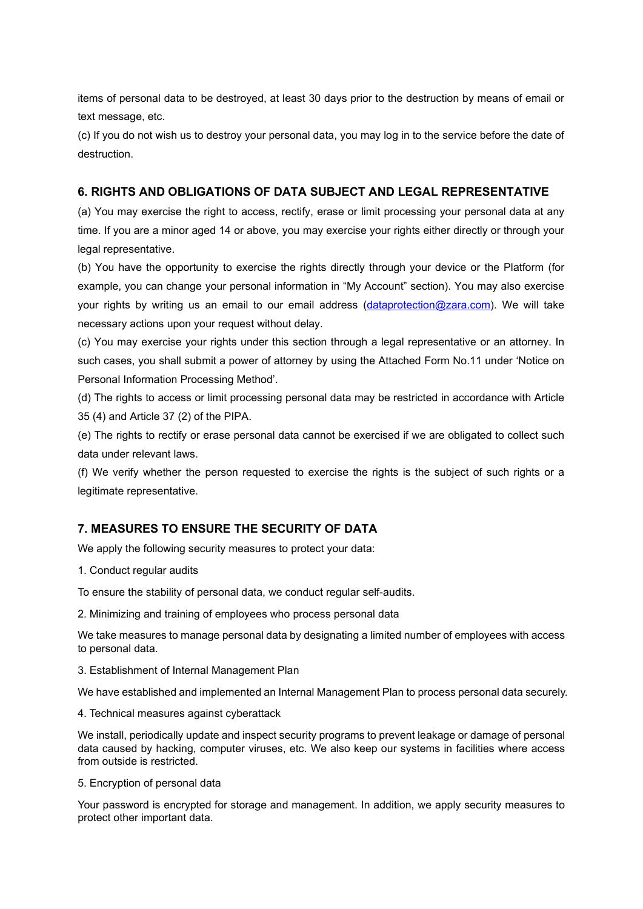items of personal data to be destroyed, at least 30 days prior to the destruction by means of email or text message, etc.

(c) If you do not wish us to destroy your personal data, you may log in to the service before the date of destruction.

## 6. RIGHTS AND OBLIGATIONS OF DATA SUBJECT AND LEGAL REPRESENTATIVE

(a) You may exercise the right to access, rectify, erase or limit processing your personal data at any time. If you are a minor aged 14 or above, you may exercise your rights either directly or through your legal representative.

(b) You have the opportunity to exercise the rights directly through your device or the Platform (for example, you can change your personal information in "My Account" section). You may also exercise your rights by writing us an email to our email address (dataprotection@zara.com). We will take necessary actions upon your request without delay.

(c) You may exercise your rights under this section through a legal representative or an attorney. In such cases, you shall submit a power of attorney by using the Attached Form No.11 under 'Notice on Personal Information Processing Method'.

(d) The rights to access or limit processing personal data may be restricted in accordance with Article 35 (4) and Article 37 (2) of the PIPA.

(e) The rights to rectify or erase personal data cannot be exercised if we are obligated to collect such data under relevant laws.

(f) We verify whether the person requested to exercise the rights is the subject of such rights or a legitimate representative.

## 7. MEASURES TO ENSURE THE SECURITY OF DATA

We apply the following security measures to protect your data:

1. Conduct regular audits

To ensure the stability of personal data, we conduct regular self-audits.

2. Minimizing and training of employees who process personal data

We take measures to manage personal data by designating a limited number of employees with access to personal data.

3. Establishment of Internal Management Plan

We have established and implemented an Internal Management Plan to process personal data securely.

4. Technical measures against cyberattack

We install, periodically update and inspect security programs to prevent leakage or damage of personal data caused by hacking, computer viruses, etc. We also keep our systems in facilities where access from outside is restricted.

5. Encryption of personal data

Your password is encrypted for storage and management. In addition, we apply security measures to protect other important data.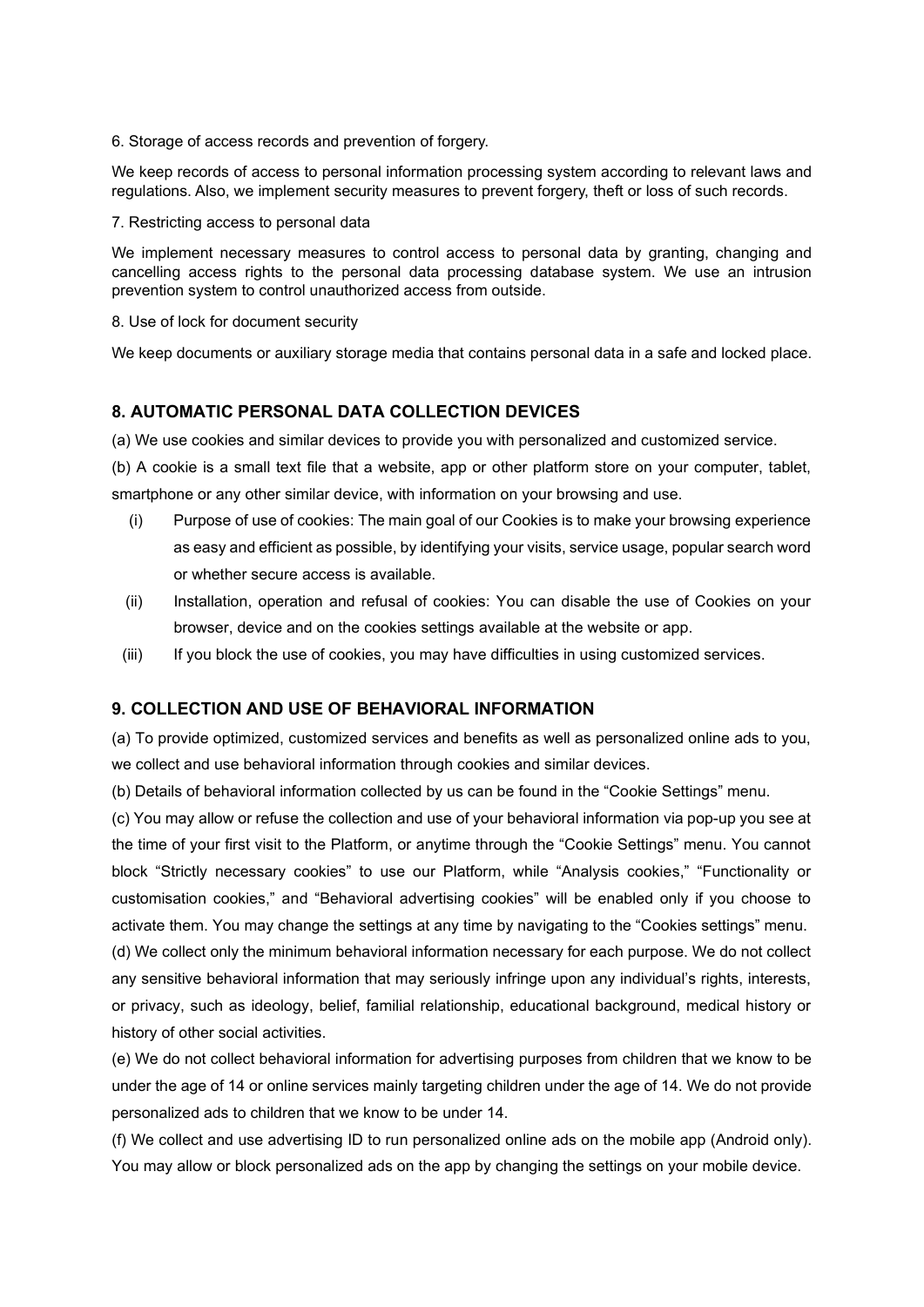6. Storage of access records and prevention of forgery.

We keep records of access to personal information processing system according to relevant laws and regulations. Also, we implement security measures to prevent forgery, theft or loss of such records.

7. Restricting access to personal data

We implement necessary measures to control access to personal data by granting, changing and cancelling access rights to the personal data processing database system. We use an intrusion prevention system to control unauthorized access from outside.

8. Use of lock for document security

We keep documents or auxiliary storage media that contains personal data in a safe and locked place.

## 8. AUTOMATIC PERSONAL DATA COLLECTION DEVICES

(a) We use cookies and similar devices to provide you with personalized and customized service.

(b) A cookie is a small text file that a website, app or other platform store on your computer, tablet, smartphone or any other similar device, with information on your browsing and use.

(i) Purpose of use of cookies: The main goal of our Cookies is to make your browsing experience as easy and efficient as possible, by identifying your visits, service usage, popular search word or whether secure access is available.

(ii) Installation, operation and refusal of cookies: You can disable the use of Cookies on your browser, device and on the cookies settings available at the website or app.

(iii) If you block the use of cookies, you may have difficulties in using customized services.

## 9. COLLECTION AND USE OF BEHAVIORAL INFORMATION

(a) To provide optimized, customized services and benefits as well as personalized online ads to you, we collect and use behavioral information through cookies and similar devices.

(b) Details of behavioral information collected by us can be found in the "Cookie Settings" menu.

(c) You may allow or refuse the collection and use of your behavioral information via pop-up you see at the time of your first visit to the Platform, or anytime through the "Cookie Settings" menu. You cannot block "Strictly necessary cookies" to use our Platform, while "Analysis cookies," "Functionality or customisation cookies," and "Behavioral advertising cookies" will be enabled only if you choose to activate them. You may change the settings at any time by navigating to the "Cookies settings" menu.

(d) We collect only the minimum behavioral information necessary for each purpose. We do not collect any sensitive behavioral information that may seriously infringe upon any individual's rights, interests, or privacy, such as ideology, belief, familial relationship, educational background, medical history or history of other social activities.

(e) We do not collect behavioral information for advertising purposes from children that we know to be under the age of 14 or online services mainly targeting children under the age of 14. We do not provide personalized ads to children that we know to be under 14.

(f) We collect and use advertising ID to run personalized online ads on the mobile app (Android only). You may allow or block personalized ads on the app by changing the settings on your mobile device.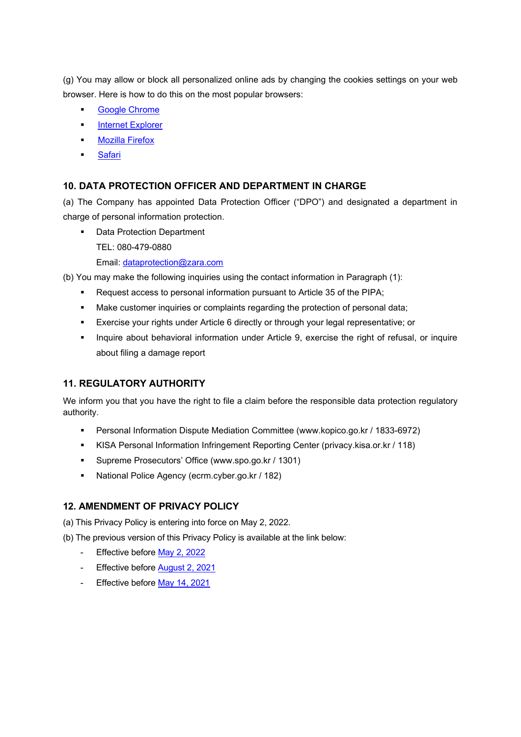(g) You may allow or block all personalized online ads by changing the cookies settings on your web browser. Here is how to do this on the most popular browsers:

- Google Chrome
- Internet Explorer
- Mozilla Firefox
- Safari

## 10. DATA PROTECTION OFFICER AND DEPARTMENT IN CHARGE

(a) The Company has appointed Data Protection Officer ("DPO") and designated a department in charge of personal information protection.

- Data Protection Department
  TEL: 080-479-0880
  Email: dataprotection@zara.com

(b) You may make the following inquiries using the contact information in Paragraph (1):

- Request access to personal information pursuant to Article 35 of the PIPA;
- Make customer inquiries or complaints regarding the protection of personal data;
- Exercise your rights under Article 6 directly or through your legal representative; or
- Inquire about behavioral information under Article 9, exercise the right of refusal, or inquire about filing a damage report

## 11. REGULATORY AUTHORITY

We inform you that you have the right to file a claim before the responsible data protection regulatory authority.

- Personal Information Dispute Mediation Committee (www.kopico.go.kr / 1833-6972)
- KISA Personal Information Infringement Reporting Center (privacy.kisa.or.kr / 118)
- Supreme Prosecutors' Office (www.spo.go.kr / 1301)
- National Police Agency (ecrm.cyber.go.kr / 182)

## 12. AMENDMENT OF PRIVACY POLICY

(a) This Privacy Policy is entering into force on May 2, 2022.

(b) The previous version of this Privacy Policy is available at the link below:

- Effective before May 2, 2022
- Effective before August 2, 2021
- Effective before May 14, 2021